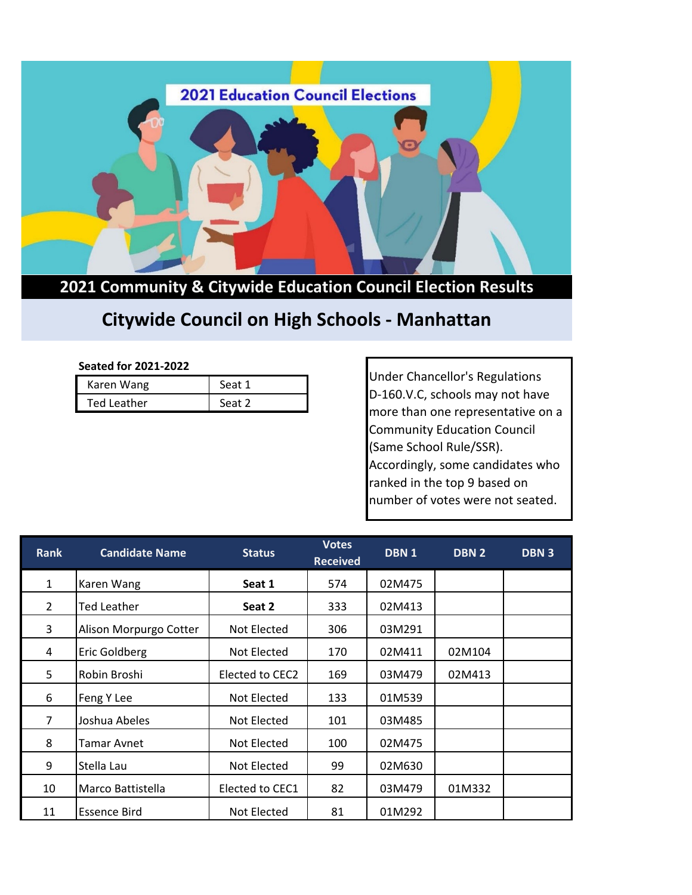# 2021 Education Council Elections

## 2021 Community & Citywide Education Council Election Results

## Citywide Council on High Schools - Manhattan

**Seated for 2021-2022**

| | |
|---|---|
| Karen Wang | Seat 1 |
| Ted Leather | Seat 2 |

Under Chancellor's Regulations D-160.V.C, schools may not have more than one representative on a Community Education Council (Same School Rule/SSR). Accordingly, some candidates who ranked in the top 9 based on number of votes were not seated.

| Rank | Candidate Name | Status | Votes Received | DBN 1 | DBN 2 | DBN 3 |
|---|---|---|---|---|---|---|
| 1 | Karen Wang | **Seat 1** | 574 | 02M475 | | |
| 2 | Ted Leather | **Seat 2** | 333 | 02M413 | | |
| 3 | Alison Morpurgo Cotter | Not Elected | 306 | 03M291 | | |
| 4 | Eric Goldberg | Not Elected | 170 | 02M411 | 02M104 | |
| 5 | Robin Broshi | Elected to CEC2 | 169 | 03M479 | 02M413 | |
| 6 | Feng Y Lee | Not Elected | 133 | 01M539 | | |
| 7 | Joshua Abeles | Not Elected | 101 | 03M485 | | |
| 8 | Tamar Avnet | Not Elected | 100 | 02M475 | | |
| 9 | Stella Lau | Not Elected | 99 | 02M630 | | |
| 10 | Marco Battistella | Elected to CEC1 | 82 | 03M479 | 01M332 | |
| 11 | Essence Bird | Not Elected | 81 | 01M292 | | |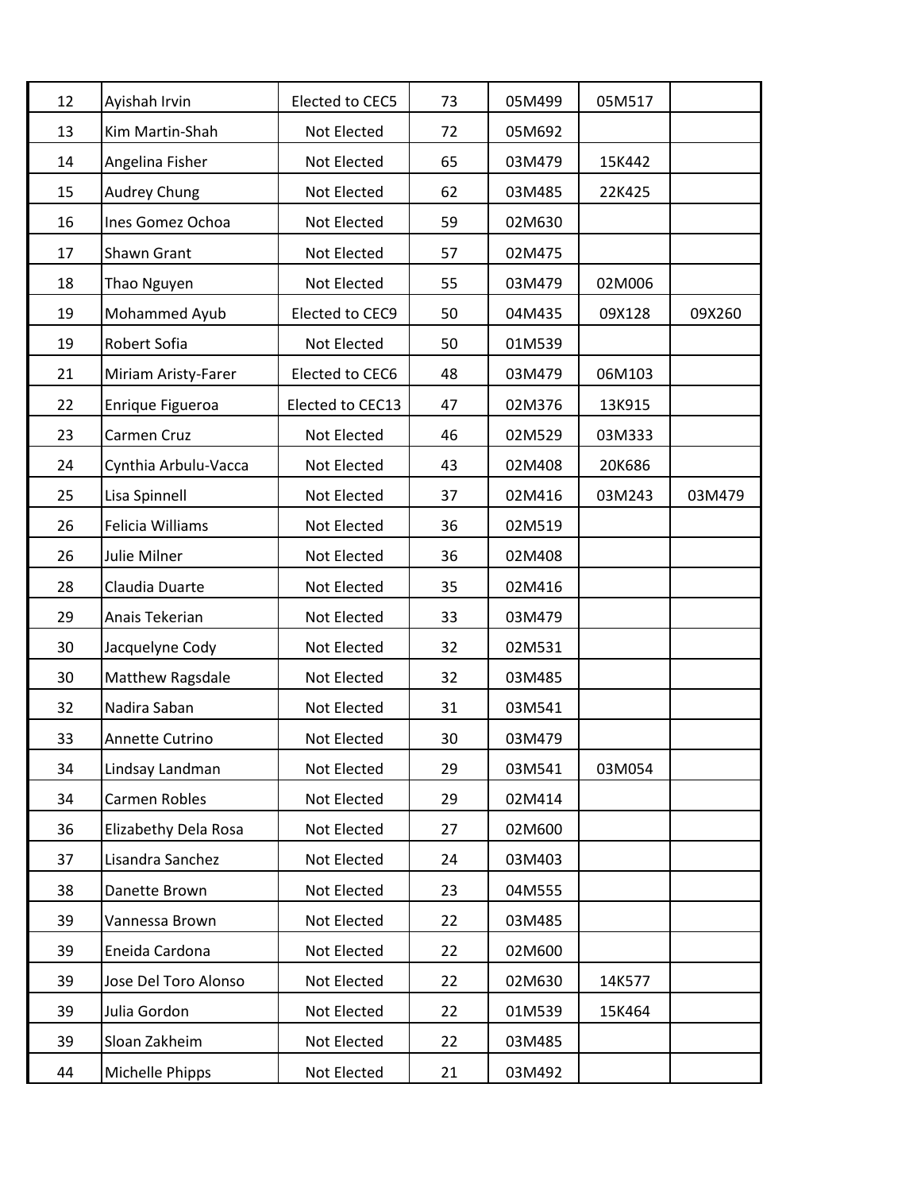| | | | | | | |
|---|---|---|---|---|---|---|
| 12 | Ayishah Irvin | Elected to CEC5 | 73 | 05M499 | 05M517 | |
| 13 | Kim Martin-Shah | Not Elected | 72 | 05M692 | | |
| 14 | Angelina Fisher | Not Elected | 65 | 03M479 | 15K442 | |
| 15 | Audrey Chung | Not Elected | 62 | 03M485 | 22K425 | |
| 16 | Ines Gomez Ochoa | Not Elected | 59 | 02M630 | | |
| 17 | Shawn Grant | Not Elected | 57 | 02M475 | | |
| 18 | Thao Nguyen | Not Elected | 55 | 03M479 | 02M006 | |
| 19 | Mohammed Ayub | Elected to CEC9 | 50 | 04M435 | 09X128 | 09X260 |
| 19 | Robert Sofia | Not Elected | 50 | 01M539 | | |
| 21 | Miriam Aristy-Farer | Elected to CEC6 | 48 | 03M479 | 06M103 | |
| 22 | Enrique Figueroa | Elected to CEC13 | 47 | 02M376 | 13K915 | |
| 23 | Carmen Cruz | Not Elected | 46 | 02M529 | 03M333 | |
| 24 | Cynthia Arbulu-Vacca | Not Elected | 43 | 02M408 | 20K686 | |
| 25 | Lisa Spinnell | Not Elected | 37 | 02M416 | 03M243 | 03M479 |
| 26 | Felicia Williams | Not Elected | 36 | 02M519 | | |
| 26 | Julie Milner | Not Elected | 36 | 02M408 | | |
| 28 | Claudia Duarte | Not Elected | 35 | 02M416 | | |
| 29 | Anais Tekerian | Not Elected | 33 | 03M479 | | |
| 30 | Jacquelyne Cody | Not Elected | 32 | 02M531 | | |
| 30 | Matthew Ragsdale | Not Elected | 32 | 03M485 | | |
| 32 | Nadira Saban | Not Elected | 31 | 03M541 | | |
| 33 | Annette Cutrino | Not Elected | 30 | 03M479 | | |
| 34 | Lindsay Landman | Not Elected | 29 | 03M541 | 03M054 | |
| 34 | Carmen Robles | Not Elected | 29 | 02M414 | | |
| 36 | Elizabethy Dela Rosa | Not Elected | 27 | 02M600 | | |
| 37 | Lisandra Sanchez | Not Elected | 24 | 03M403 | | |
| 38 | Danette Brown | Not Elected | 23 | 04M555 | | |
| 39 | Vannessa Brown | Not Elected | 22 | 03M485 | | |
| 39 | Eneida Cardona | Not Elected | 22 | 02M600 | | |
| 39 | Jose Del Toro Alonso | Not Elected | 22 | 02M630 | 14K577 | |
| 39 | Julia Gordon | Not Elected | 22 | 01M539 | 15K464 | |
| 39 | Sloan Zakheim | Not Elected | 22 | 03M485 | | |
| 44 | Michelle Phipps | Not Elected | 21 | 03M492 | | |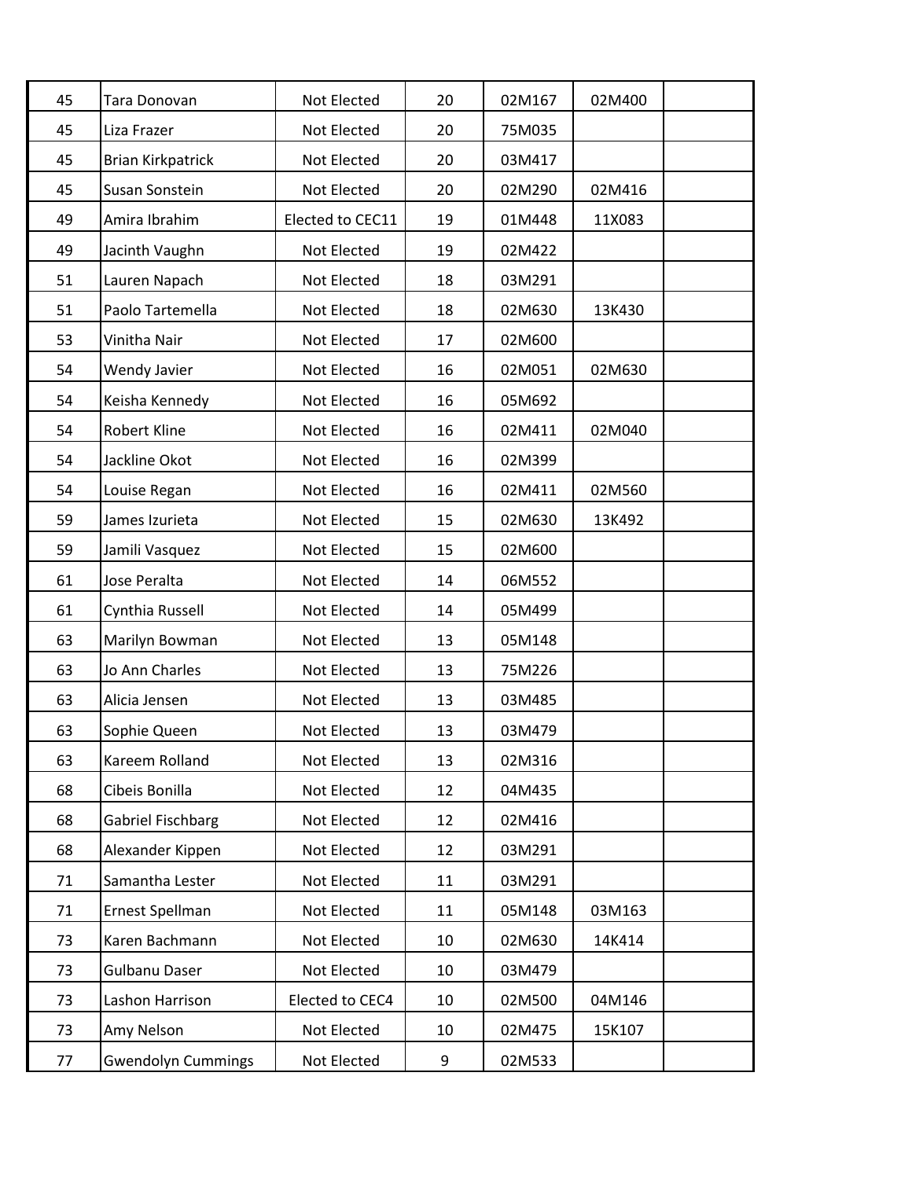| | | | | | | |
|---|---|---|---|---|---|---|
| 45 | Tara Donovan | Not Elected | 20 | 02M167 | 02M400 | |
| 45 | Liza Frazer | Not Elected | 20 | 75M035 | | |
| 45 | Brian Kirkpatrick | Not Elected | 20 | 03M417 | | |
| 45 | Susan Sonstein | Not Elected | 20 | 02M290 | 02M416 | |
| 49 | Amira Ibrahim | Elected to CEC11 | 19 | 01M448 | 11X083 | |
| 49 | Jacinth Vaughn | Not Elected | 19 | 02M422 | | |
| 51 | Lauren Napach | Not Elected | 18 | 03M291 | | |
| 51 | Paolo Tartemella | Not Elected | 18 | 02M630 | 13K430 | |
| 53 | Vinitha Nair | Not Elected | 17 | 02M600 | | |
| 54 | Wendy Javier | Not Elected | 16 | 02M051 | 02M630 | |
| 54 | Keisha Kennedy | Not Elected | 16 | 05M692 | | |
| 54 | Robert Kline | Not Elected | 16 | 02M411 | 02M040 | |
| 54 | Jackline Okot | Not Elected | 16 | 02M399 | | |
| 54 | Louise Regan | Not Elected | 16 | 02M411 | 02M560 | |
| 59 | James Izurieta | Not Elected | 15 | 02M630 | 13K492 | |
| 59 | Jamili Vasquez | Not Elected | 15 | 02M600 | | |
| 61 | Jose Peralta | Not Elected | 14 | 06M552 | | |
| 61 | Cynthia Russell | Not Elected | 14 | 05M499 | | |
| 63 | Marilyn Bowman | Not Elected | 13 | 05M148 | | |
| 63 | Jo Ann Charles | Not Elected | 13 | 75M226 | | |
| 63 | Alicia Jensen | Not Elected | 13 | 03M485 | | |
| 63 | Sophie Queen | Not Elected | 13 | 03M479 | | |
| 63 | Kareem Rolland | Not Elected | 13 | 02M316 | | |
| 68 | Cibeis Bonilla | Not Elected | 12 | 04M435 | | |
| 68 | Gabriel Fischbarg | Not Elected | 12 | 02M416 | | |
| 68 | Alexander Kippen | Not Elected | 12 | 03M291 | | |
| 71 | Samantha Lester | Not Elected | 11 | 03M291 | | |
| 71 | Ernest Spellman | Not Elected | 11 | 05M148 | 03M163 | |
| 73 | Karen Bachmann | Not Elected | 10 | 02M630 | 14K414 | |
| 73 | Gulbanu Daser | Not Elected | 10 | 03M479 | | |
| 73 | Lashon Harrison | Elected to CEC4 | 10 | 02M500 | 04M146 | |
| 73 | Amy Nelson | Not Elected | 10 | 02M475 | 15K107 | |
| 77 | Gwendolyn Cummings | Not Elected | 9 | 02M533 | | |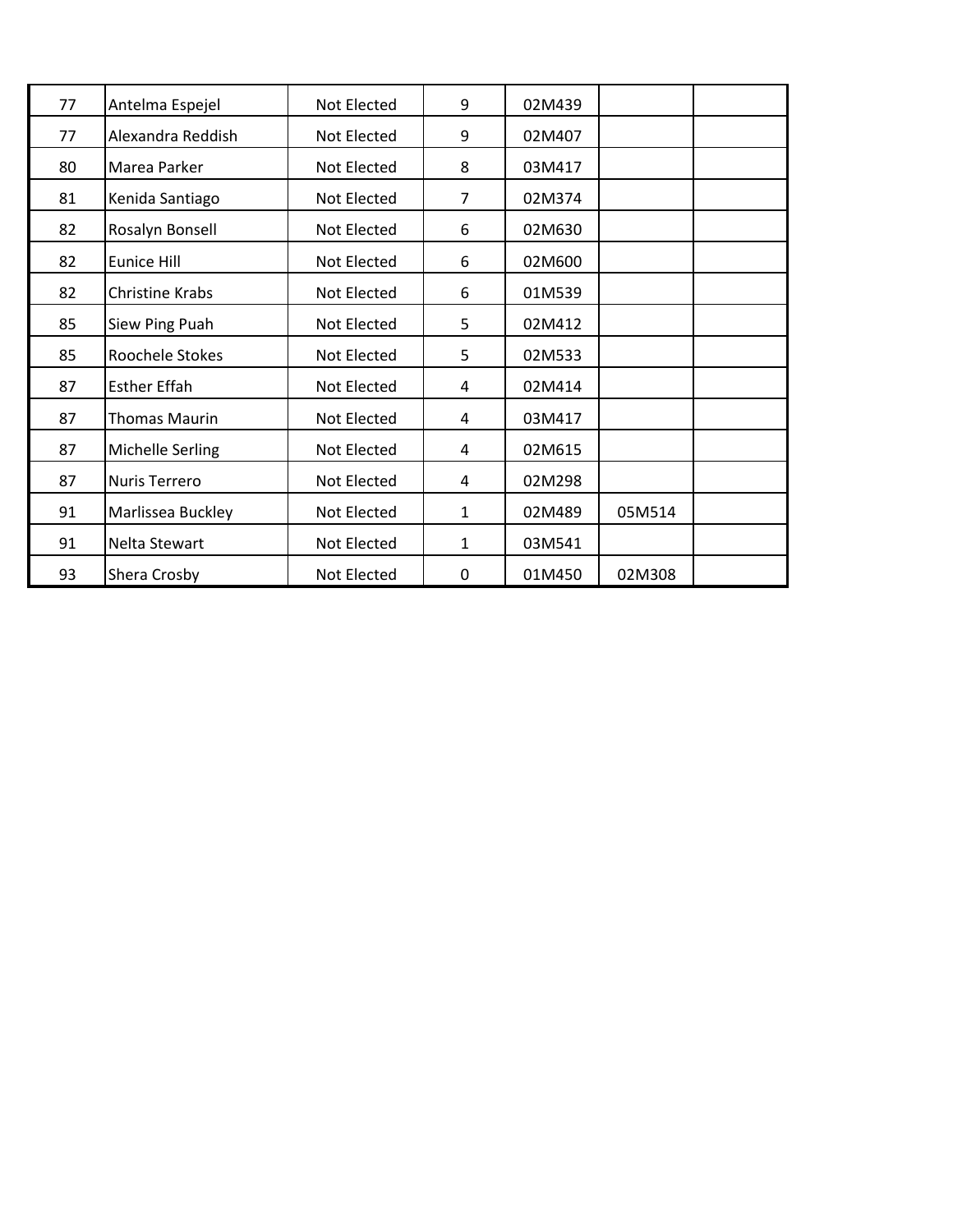| | | | | | | |
|---|---|---|---|---|---|---|
| 77 | Antelma Espejel | Not Elected | 9 | 02M439 | | |
| 77 | Alexandra Reddish | Not Elected | 9 | 02M407 | | |
| 80 | Marea Parker | Not Elected | 8 | 03M417 | | |
| 81 | Kenida Santiago | Not Elected | 7 | 02M374 | | |
| 82 | Rosalyn Bonsell | Not Elected | 6 | 02M630 | | |
| 82 | Eunice Hill | Not Elected | 6 | 02M600 | | |
| 82 | Christine Krabs | Not Elected | 6 | 01M539 | | |
| 85 | Siew Ping Puah | Not Elected | 5 | 02M412 | | |
| 85 | Roochele Stokes | Not Elected | 5 | 02M533 | | |
| 87 | Esther Effah | Not Elected | 4 | 02M414 | | |
| 87 | Thomas Maurin | Not Elected | 4 | 03M417 | | |
| 87 | Michelle Serling | Not Elected | 4 | 02M615 | | |
| 87 | Nuris Terrero | Not Elected | 4 | 02M298 | | |
| 91 | Marlissea Buckley | Not Elected | 1 | 02M489 | 05M514 | |
| 91 | Nelta Stewart | Not Elected | 1 | 03M541 | | |
| 93 | Shera Crosby | Not Elected | 0 | 01M450 | 02M308 | |